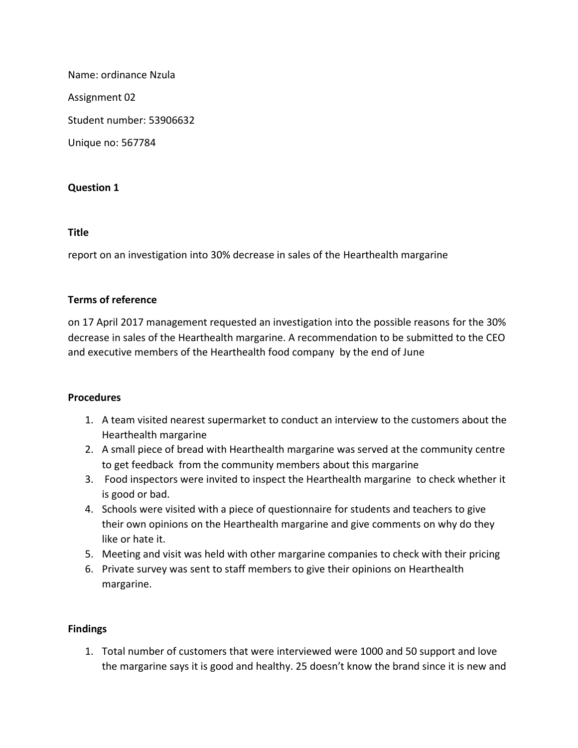Name: ordinance Nzula

Assignment 02

Student number: 53906632

Unique no: 567784

**Question 1**

**Title**

report on an investigation into 30% decrease in sales of the Hearthealth margarine

**Terms of reference**

on 17 April 2017 management requested an investigation into the possible reasons for the 30% decrease in sales of the Hearthealth margarine. A recommendation to be submitted to the CEO and executive members of the Hearthealth food company by the end of June

**Procedures**

1. A team visited nearest supermarket to conduct an interview to the customers about the Hearthealth margarine
2. A small piece of bread with Hearthealth margarine was served at the community centre to get feedback from the community members about this margarine
3. Food inspectors were invited to inspect the Hearthealth margarine to check whether it is good or bad.
4. Schools were visited with a piece of questionnaire for students and teachers to give their own opinions on the Hearthealth margarine and give comments on why do they like or hate it.
5. Meeting and visit was held with other margarine companies to check with their pricing
6. Private survey was sent to staff members to give their opinions on Hearthealth margarine.

**Findings**

1. Total number of customers that were interviewed were 1000 and 50 support and love the margarine says it is good and healthy. 25 doesn't know the brand since it is new and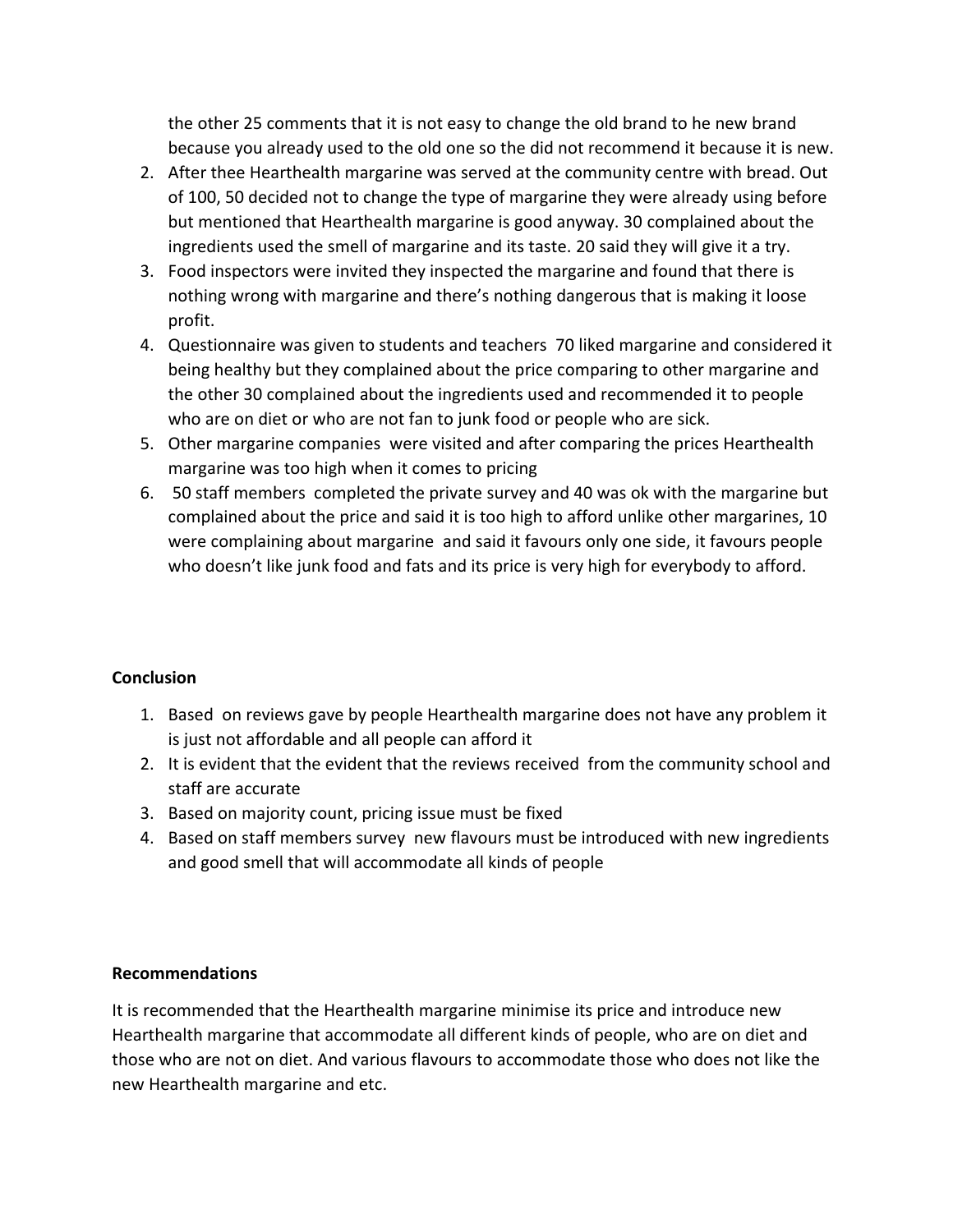the other 25 comments that it is not easy to change the old brand to he new brand because you already used to the old one so the did not recommend it because it is new.

2. After thee Hearthealth margarine was served at the community centre with bread. Out of 100, 50 decided not to change the type of margarine they were already using before but mentioned that Hearthealth margarine is good anyway. 30 complained about the ingredients used the smell of margarine and its taste. 20 said they will give it a try.
3. Food inspectors were invited they inspected the margarine and found that there is nothing wrong with margarine and there's nothing dangerous that is making it loose profit.
4. Questionnaire was given to students and teachers 70 liked margarine and considered it being healthy but they complained about the price comparing to other margarine and the other 30 complained about the ingredients used and recommended it to people who are on diet or who are not fan to junk food or people who are sick.
5. Other margarine companies were visited and after comparing the prices Hearthealth margarine was too high when it comes to pricing
6. 50 staff members completed the private survey and 40 was ok with the margarine but complained about the price and said it is too high to afford unlike other margarines, 10 were complaining about margarine and said it favours only one side, it favours people who doesn't like junk food and fats and its price is very high for everybody to afford.

**Conclusion**

1. Based on reviews gave by people Hearthealth margarine does not have any problem it is just not affordable and all people can afford it
2. It is evident that the evident that the reviews received from the community school and staff are accurate
3. Based on majority count, pricing issue must be fixed
4. Based on staff members survey new flavours must be introduced with new ingredients and good smell that will accommodate all kinds of people

**Recommendations**

It is recommended that the Hearthealth margarine minimise its price and introduce new Hearthealth margarine that accommodate all different kinds of people, who are on diet and those who are not on diet. And various flavours to accommodate those who does not like the new Hearthealth margarine and etc.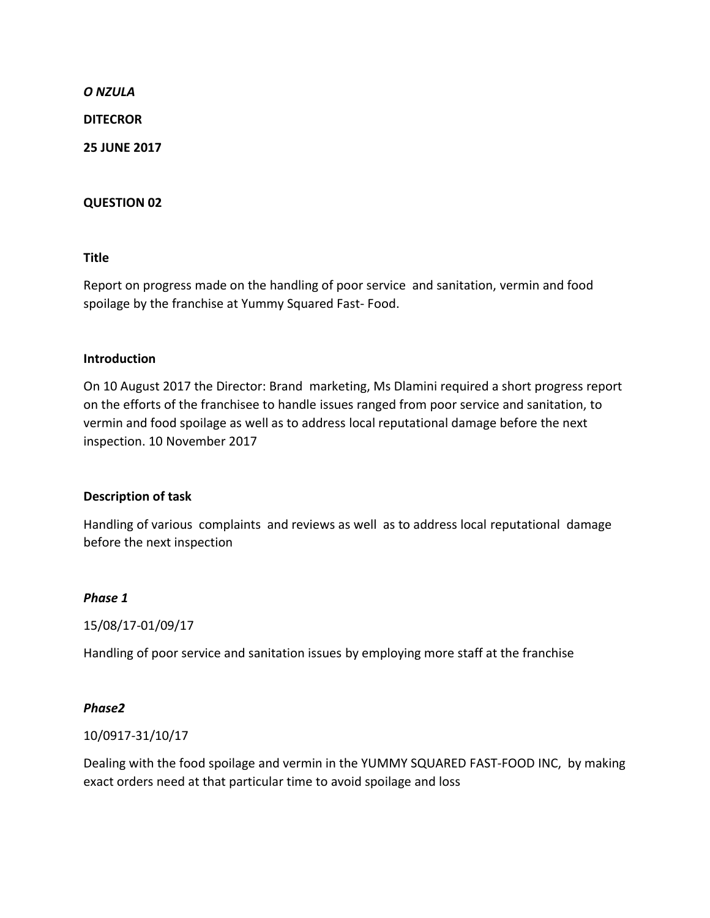***O NZULA***

**DITECROR**

**25 JUNE 2017**

**QUESTION 02**

**Title**

Report on progress made on the handling of poor service  and sanitation, vermin and food spoilage by the franchise at Yummy Squared Fast- Food.

**Introduction**

On 10 August 2017 the Director: Brand  marketing, Ms Dlamini required a short progress report on the efforts of the franchisee to handle issues ranged from poor service and sanitation, to vermin and food spoilage as well as to address local reputational damage before the next inspection. 10 November 2017

**Description of task**

Handling of various  complaints  and reviews as well  as to address local reputational  damage before the next inspection

***Phase 1***

15/08/17-01/09/17

Handling of poor service and sanitation issues by employing more staff at the franchise

***Phase2***

10/0917-31/10/17

Dealing with the food spoilage and vermin in the YUMMY SQUARED FAST-FOOD INC,  by making exact orders need at that particular time to avoid spoilage and loss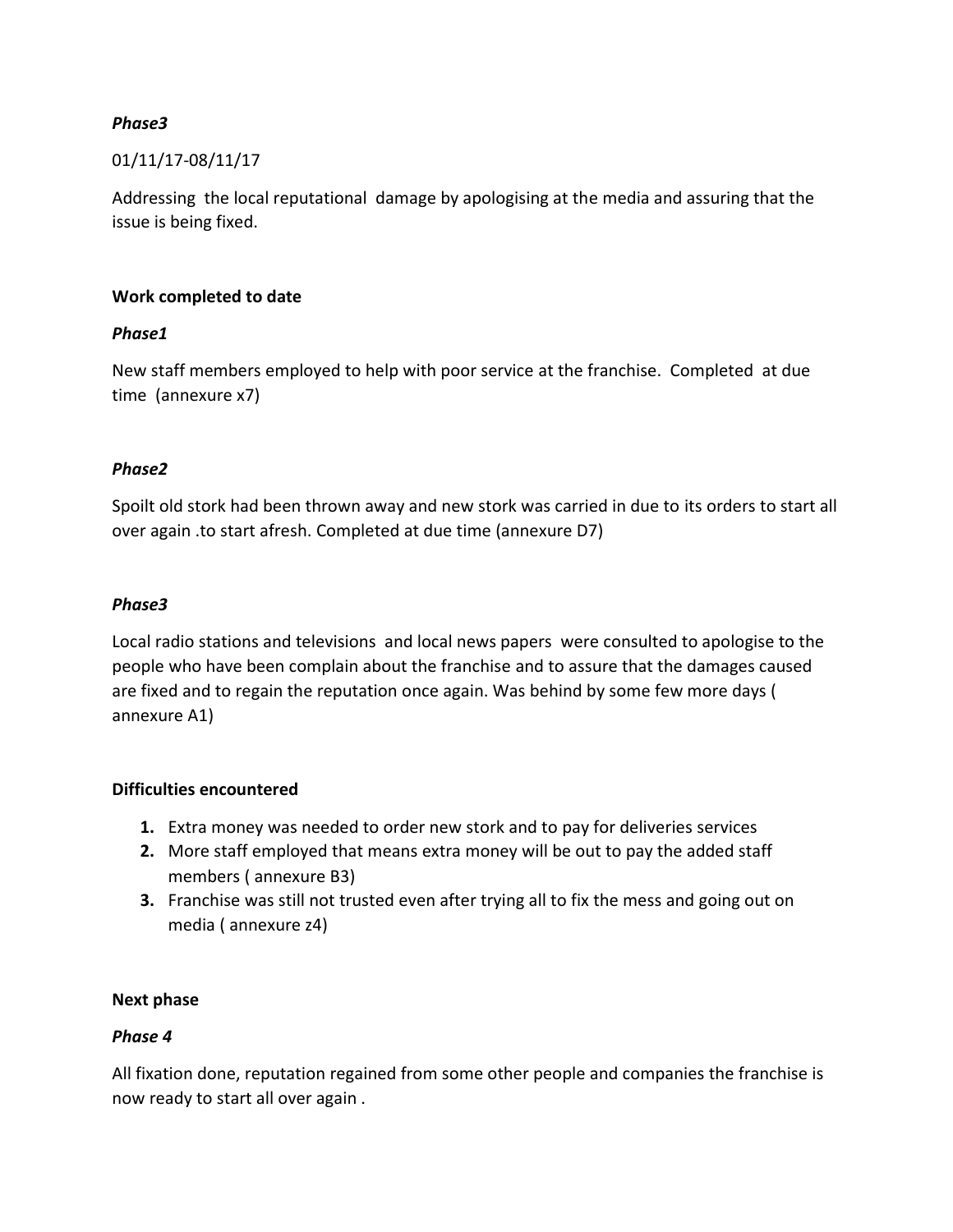*Phase3*

01/11/17-08/11/17

Addressing the local reputational damage by apologising at the media and assuring that the issue is being fixed.

**Work completed to date**

*Phase1*

New staff members employed to help with poor service at the franchise. Completed at due time (annexure x7)

*Phase2*

Spoilt old stork had been thrown away and new stork was carried in due to its orders to start all over again .to start afresh. Completed at due time (annexure D7)

*Phase3*

Local radio stations and televisions and local news papers were consulted to apologise to the people who have been complain about the franchise and to assure that the damages caused are fixed and to regain the reputation once again. Was behind by some few more days ( annexure A1)

**Difficulties encountered**

1. Extra money was needed to order new stork and to pay for deliveries services
2. More staff employed that means extra money will be out to pay the added staff members ( annexure B3)
3. Franchise was still not trusted even after trying all to fix the mess and going out on media ( annexure z4)

**Next phase**

*Phase 4*

All fixation done, reputation regained from some other people and companies the franchise is now ready to start all over again .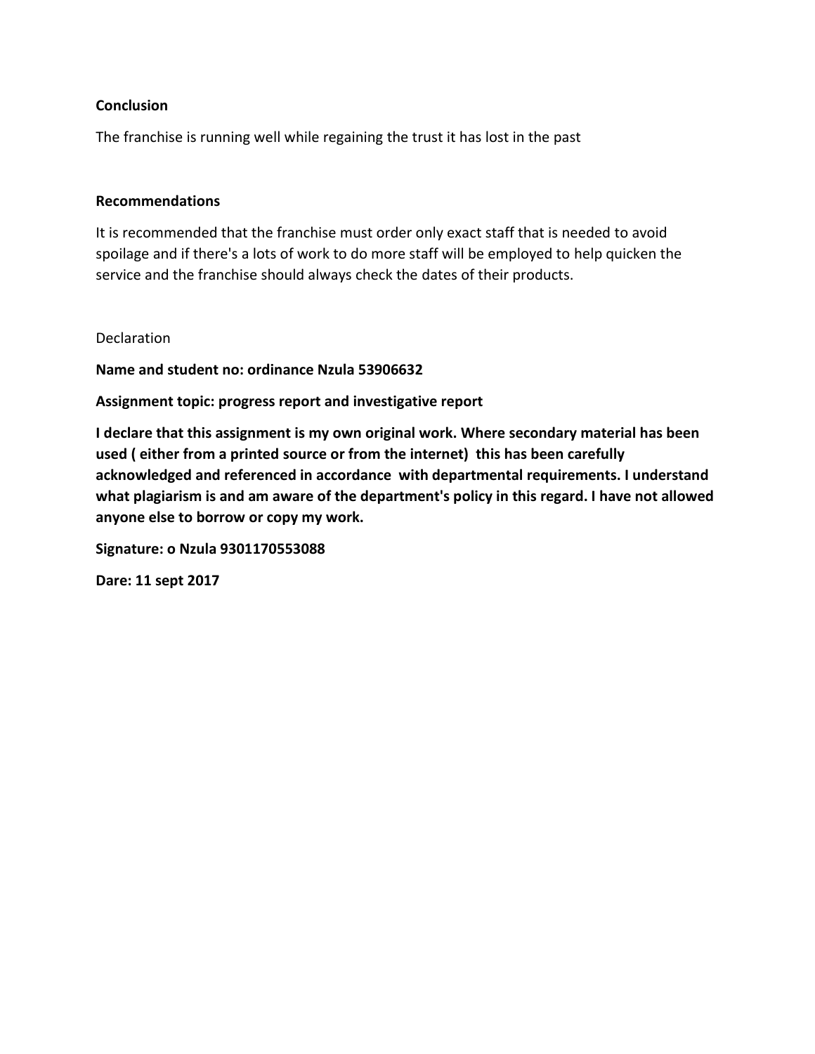**Conclusion**

The franchise is running well while regaining the trust it has lost in the past

**Recommendations**

It is recommended that the franchise must order only exact staff that is needed to avoid spoilage and if there's a lots of work to do more staff will be employed to help quicken the service and the franchise should always check the dates of their products.

Declaration

**Name and student no: ordinance Nzula 53906632**

**Assignment topic: progress report and investigative report**

**I declare that this assignment is my own original work. Where secondary material has been used ( either from a printed source or from the internet) this has been carefully acknowledged and referenced in accordance with departmental requirements. I understand what plagiarism is and am aware of the department's policy in this regard. I have not allowed anyone else to borrow or copy my work.**

**Signature: o Nzula 9301170553088**

**Dare: 11 sept 2017**